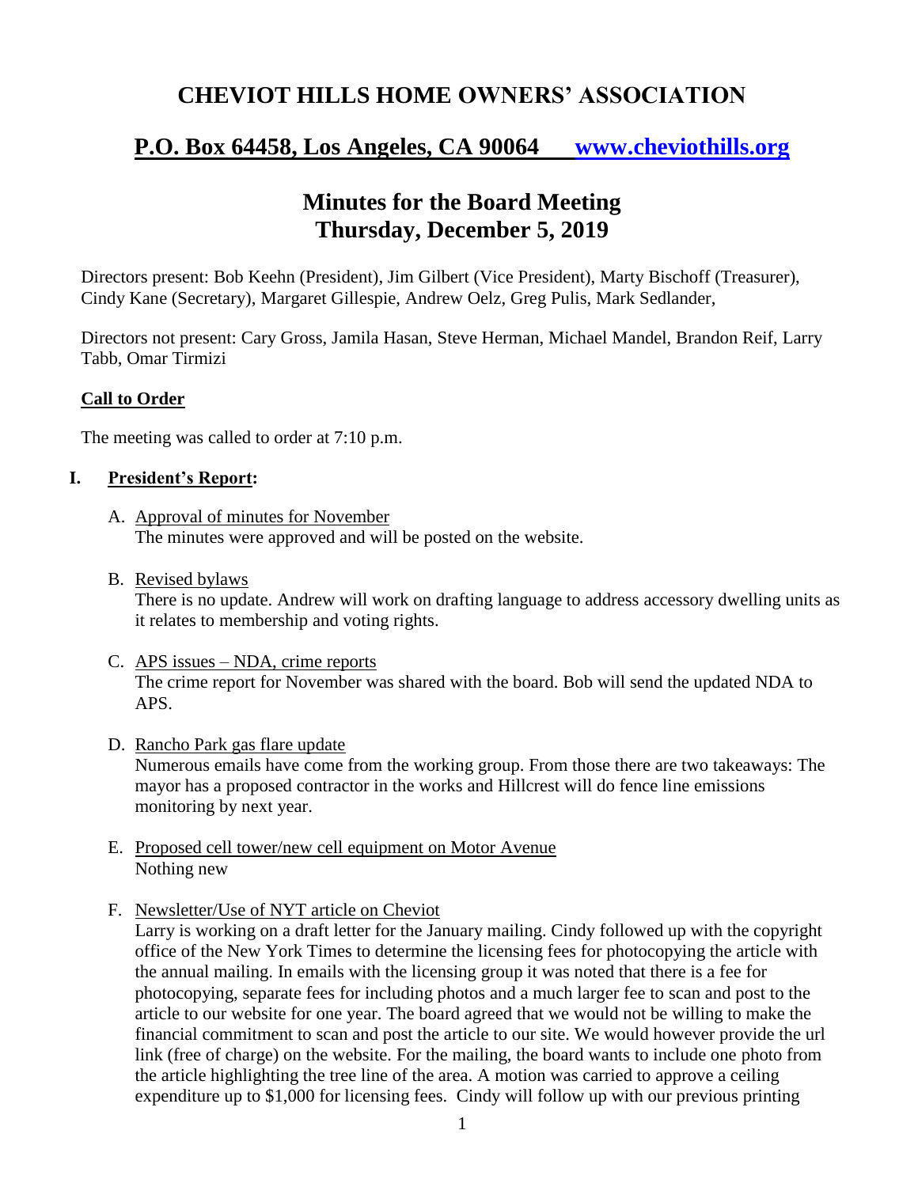# CHEVIOT HILLS HOME OWNERS' ASSOCIATION

## P.O. Box 64458, Los Angeles, CA 90064 [www.cheviothills.org](http://www.cheviothills.org)

## Minutes for the Board Meeting
## Thursday, December 5, 2019

Directors present: Bob Keehn (President), Jim Gilbert (Vice President), Marty Bischoff (Treasurer), Cindy Kane (Secretary), Margaret Gillespie, Andrew Oelz, Greg Pulis, Mark Sedlander,

Directors not present: Cary Gross, Jamila Hasan, Steve Herman, Michael Mandel, Brandon Reif, Larry Tabb, Omar Tirmizi

### Call to Order

The meeting was called to order at 7:10 p.m.

### I. President's Report:

A. Approval of minutes for November
The minutes were approved and will be posted on the website.

B. Revised bylaws
There is no update. Andrew will work on drafting language to address accessory dwelling units as it relates to membership and voting rights.

C. APS issues – NDA, crime reports
The crime report for November was shared with the board. Bob will send the updated NDA to APS.

D. Rancho Park gas flare update
Numerous emails have come from the working group. From those there are two takeaways: The mayor has a proposed contractor in the works and Hillcrest will do fence line emissions monitoring by next year.

E. Proposed cell tower/new cell equipment on Motor Avenue
Nothing new

F. Newsletter/Use of NYT article on Cheviot
Larry is working on a draft letter for the January mailing. Cindy followed up with the copyright office of the New York Times to determine the licensing fees for photocopying the article with the annual mailing. In emails with the licensing group it was noted that there is a fee for photocopying, separate fees for including photos and a much larger fee to scan and post to the article to our website for one year. The board agreed that we would not be willing to make the financial commitment to scan and post the article to our site. We would however provide the url link (free of charge) on the website. For the mailing, the board wants to include one photo from the article highlighting the tree line of the area. A motion was carried to approve a ceiling expenditure up to $1,000 for licensing fees. Cindy will follow up with our previous printing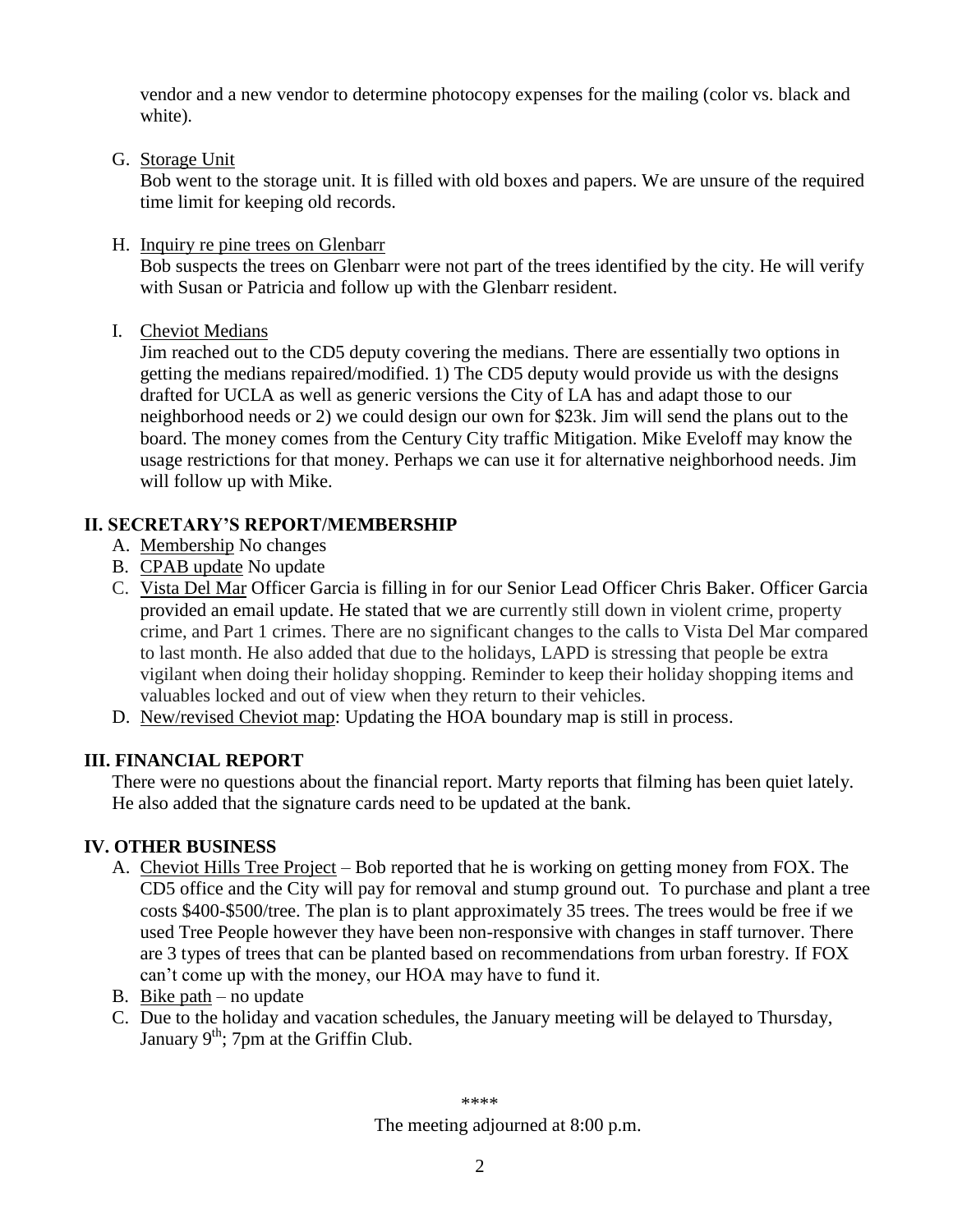vendor and a new vendor to determine photocopy expenses for the mailing (color vs. black and white).

G. Storage Unit
Bob went to the storage unit. It is filled with old boxes and papers. We are unsure of the required time limit for keeping old records.

H. Inquiry re pine trees on Glenbarr
Bob suspects the trees on Glenbarr were not part of the trees identified by the city. He will verify with Susan or Patricia and follow up with the Glenbarr resident.

I. Cheviot Medians
Jim reached out to the CD5 deputy covering the medians. There are essentially two options in getting the medians repaired/modified. 1) The CD5 deputy would provide us with the designs drafted for UCLA as well as generic versions the City of LA has and adapt those to our neighborhood needs or 2) we could design our own for $23k. Jim will send the plans out to the board. The money comes from the Century City traffic Mitigation. Mike Eveloff may know the usage restrictions for that money. Perhaps we can use it for alternative neighborhood needs. Jim will follow up with Mike.

## II. SECRETARY'S REPORT/MEMBERSHIP

A. Membership No changes
B. CPAB update No update
C. Vista Del Mar Officer Garcia is filling in for our Senior Lead Officer Chris Baker. Officer Garcia provided an email update. He stated that we are currently still down in violent crime, property crime, and Part 1 crimes. There are no significant changes to the calls to Vista Del Mar compared to last month. He also added that due to the holidays, LAPD is stressing that people be extra vigilant when doing their holiday shopping. Reminder to keep their holiday shopping items and valuables locked and out of view when they return to their vehicles.
D. New/revised Cheviot map: Updating the HOA boundary map is still in process.

## III. FINANCIAL REPORT

There were no questions about the financial report. Marty reports that filming has been quiet lately. He also added that the signature cards need to be updated at the bank.

## IV. OTHER BUSINESS

A. Cheviot Hills Tree Project – Bob reported that he is working on getting money from FOX. The CD5 office and the City will pay for removal and stump ground out. To purchase and plant a tree costs $400-$500/tree. The plan is to plant approximately 35 trees. The trees would be free if we used Tree People however they have been non-responsive with changes in staff turnover. There are 3 types of trees that can be planted based on recommendations from urban forestry. If FOX can't come up with the money, our HOA may have to fund it.
B. Bike path – no update
C. Due to the holiday and vacation schedules, the January meeting will be delayed to Thursday, January 9th; 7pm at the Griffin Club.

****

The meeting adjourned at 8:00 p.m.